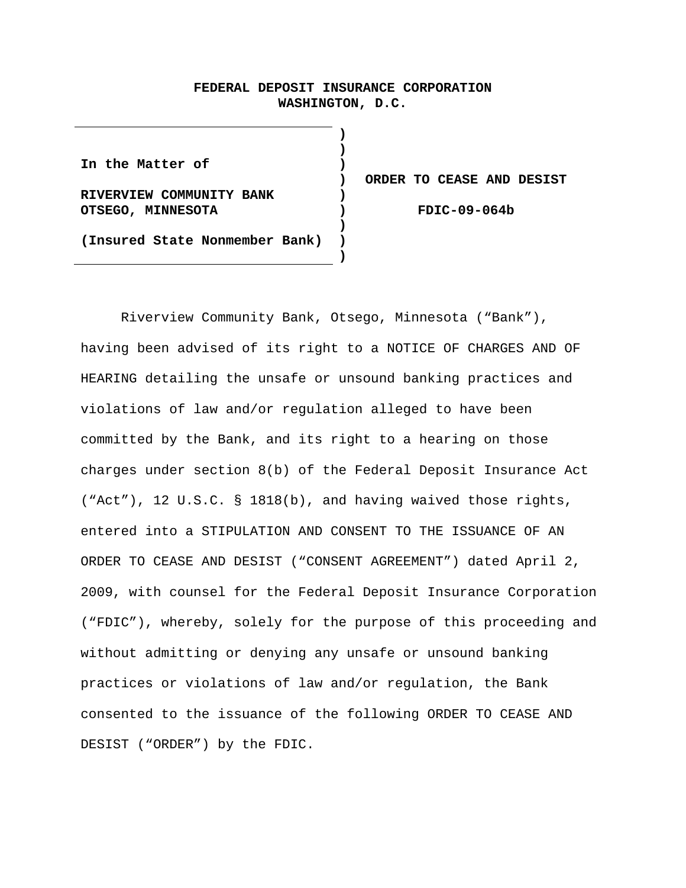**FEDERAL DEPOSIT INSURANCE CORPORATION**
**WASHINGTON, D.C.**

| | |
|---|---|
| **In the Matter of**<br><br>**RIVERVIEW COMMUNITY BANK**<br>**OTSEGO, MINNESOTA**<br><br>**(Insured State Nonmember Bank)** | **ORDER TO CEASE AND DESIST**<br><br>**FDIC-09-064b** |

Riverview Community Bank, Otsego, Minnesota (“Bank”), having been advised of its right to a NOTICE OF CHARGES AND OF HEARING detailing the unsafe or unsound banking practices and violations of law and/or regulation alleged to have been committed by the Bank, and its right to a hearing on those charges under section 8(b) of the Federal Deposit Insurance Act (“Act”), 12 U.S.C. § 1818(b), and having waived those rights, entered into a STIPULATION AND CONSENT TO THE ISSUANCE OF AN ORDER TO CEASE AND DESIST (“CONSENT AGREEMENT”) dated April 2, 2009, with counsel for the Federal Deposit Insurance Corporation (“FDIC”), whereby, solely for the purpose of this proceeding and without admitting or denying any unsafe or unsound banking practices or violations of law and/or regulation, the Bank consented to the issuance of the following ORDER TO CEASE AND DESIST (“ORDER”) by the FDIC.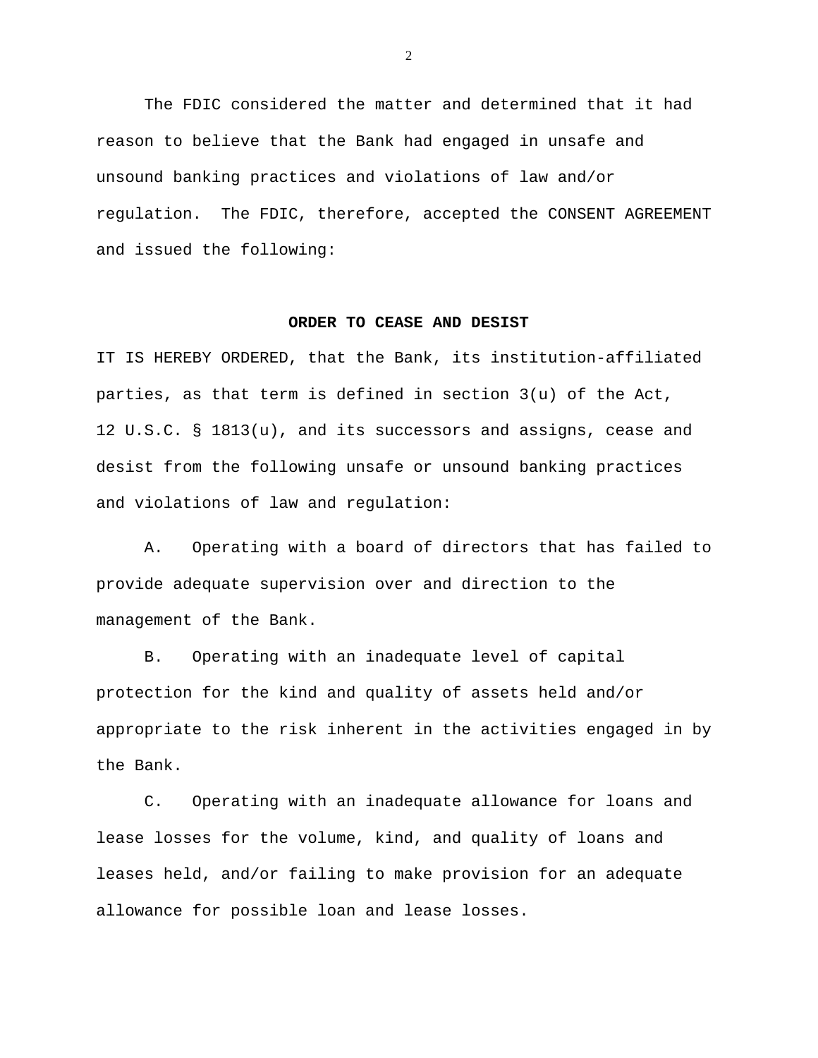The FDIC considered the matter and determined that it had reason to believe that the Bank had engaged in unsafe and unsound banking practices and violations of law and/or regulation. The FDIC, therefore, accepted the CONSENT AGREEMENT and issued the following:

## ORDER TO CEASE AND DESIST

IT IS HEREBY ORDERED, that the Bank, its institution-affiliated parties, as that term is defined in section 3(u) of the Act, 12 U.S.C. § 1813(u), and its successors and assigns, cease and desist from the following unsafe or unsound banking practices and violations of law and regulation:

A. Operating with a board of directors that has failed to provide adequate supervision over and direction to the management of the Bank.

B. Operating with an inadequate level of capital protection for the kind and quality of assets held and/or appropriate to the risk inherent in the activities engaged in by the Bank.

C. Operating with an inadequate allowance for loans and lease losses for the volume, kind, and quality of loans and leases held, and/or failing to make provision for an adequate allowance for possible loan and lease losses.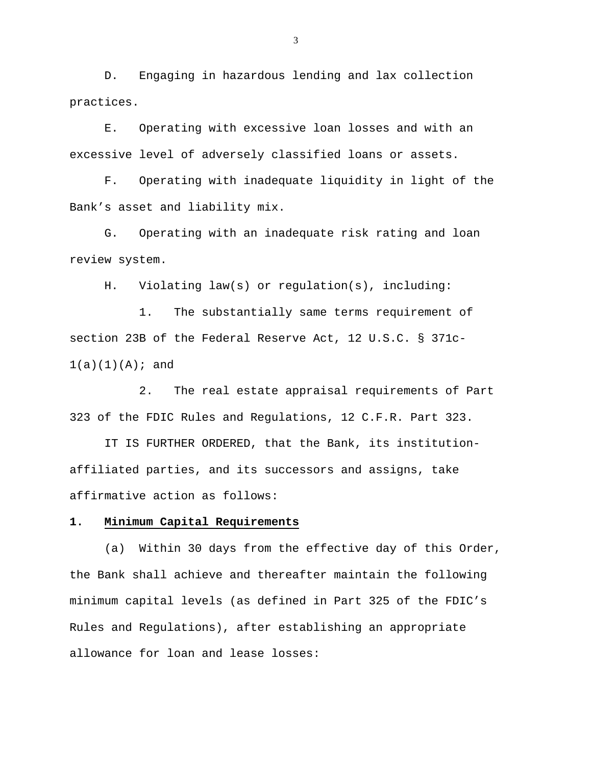D. Engaging in hazardous lending and lax collection practices.

E. Operating with excessive loan losses and with an excessive level of adversely classified loans or assets.

F. Operating with inadequate liquidity in light of the Bank's asset and liability mix.

G. Operating with an inadequate risk rating and loan review system.

H. Violating law(s) or regulation(s), including:

1. The substantially same terms requirement of section 23B of the Federal Reserve Act, 12 U.S.C. § 371c-1(a)(1)(A); and

2. The real estate appraisal requirements of Part 323 of the FDIC Rules and Regulations, 12 C.F.R. Part 323.

IT IS FURTHER ORDERED, that the Bank, its institution-affiliated parties, and its successors and assigns, take affirmative action as follows:

**1. Minimum Capital Requirements**

(a) Within 30 days from the effective day of this Order, the Bank shall achieve and thereafter maintain the following minimum capital levels (as defined in Part 325 of the FDIC's Rules and Regulations), after establishing an appropriate allowance for loan and lease losses: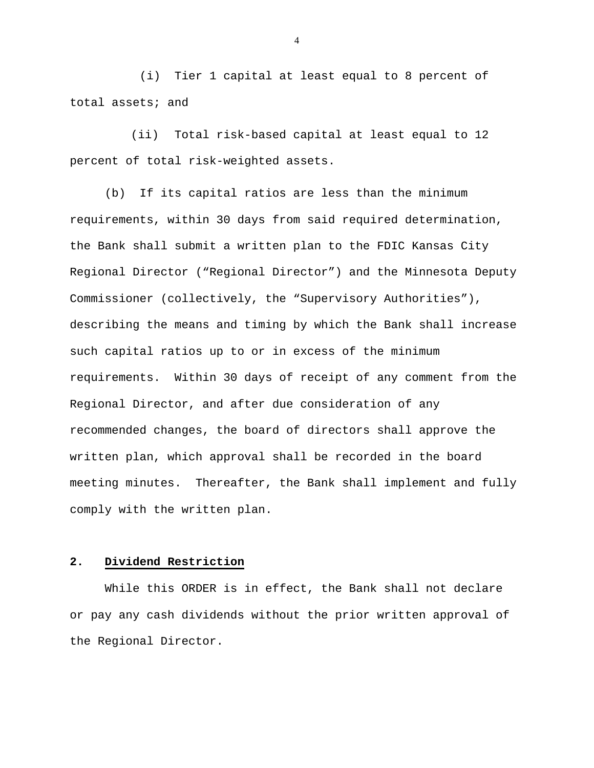(i) Tier 1 capital at least equal to 8 percent of total assets; and

(ii) Total risk-based capital at least equal to 12 percent of total risk-weighted assets.

(b) If its capital ratios are less than the minimum requirements, within 30 days from said required determination, the Bank shall submit a written plan to the FDIC Kansas City Regional Director ("Regional Director") and the Minnesota Deputy Commissioner (collectively, the "Supervisory Authorities"), describing the means and timing by which the Bank shall increase such capital ratios up to or in excess of the minimum requirements. Within 30 days of receipt of any comment from the Regional Director, and after due consideration of any recommended changes, the board of directors shall approve the written plan, which approval shall be recorded in the board meeting minutes. Thereafter, the Bank shall implement and fully comply with the written plan.

**2. Dividend Restriction**

While this ORDER is in effect, the Bank shall not declare or pay any cash dividends without the prior written approval of the Regional Director.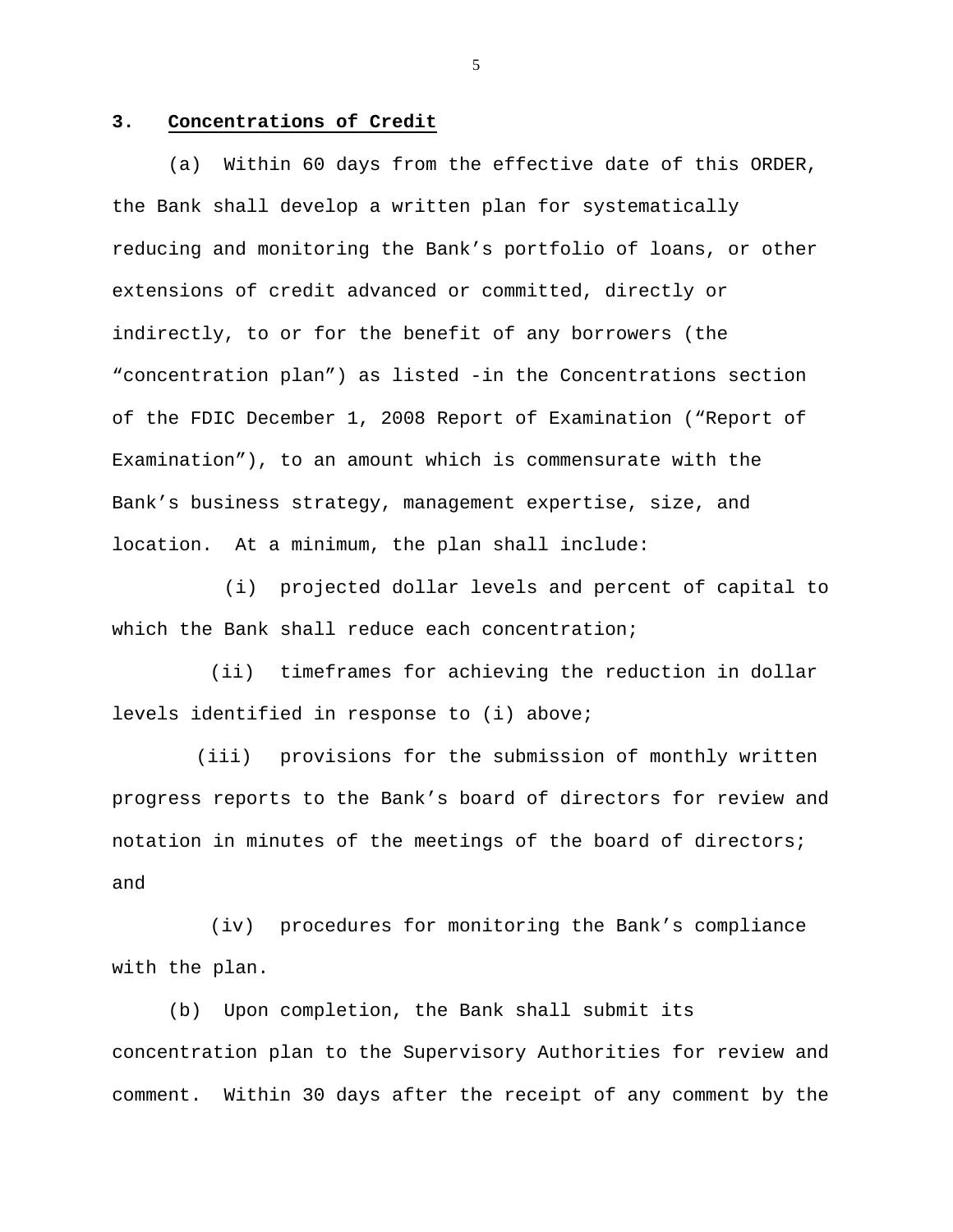**3. Concentrations of Credit**

(a) Within 60 days from the effective date of this ORDER, the Bank shall develop a written plan for systematically reducing and monitoring the Bank's portfolio of loans, or other extensions of credit advanced or committed, directly or indirectly, to or for the benefit of any borrowers (the "concentration plan") as listed -in the Concentrations section of the FDIC December 1, 2008 Report of Examination ("Report of Examination"), to an amount which is commensurate with the Bank's business strategy, management expertise, size, and location. At a minimum, the plan shall include:

(i) projected dollar levels and percent of capital to which the Bank shall reduce each concentration;

(ii) timeframes for achieving the reduction in dollar levels identified in response to (i) above;

(iii) provisions for the submission of monthly written progress reports to the Bank's board of directors for review and notation in minutes of the meetings of the board of directors; and

(iv) procedures for monitoring the Bank's compliance with the plan.

(b) Upon completion, the Bank shall submit its concentration plan to the Supervisory Authorities for review and comment. Within 30 days after the receipt of any comment by the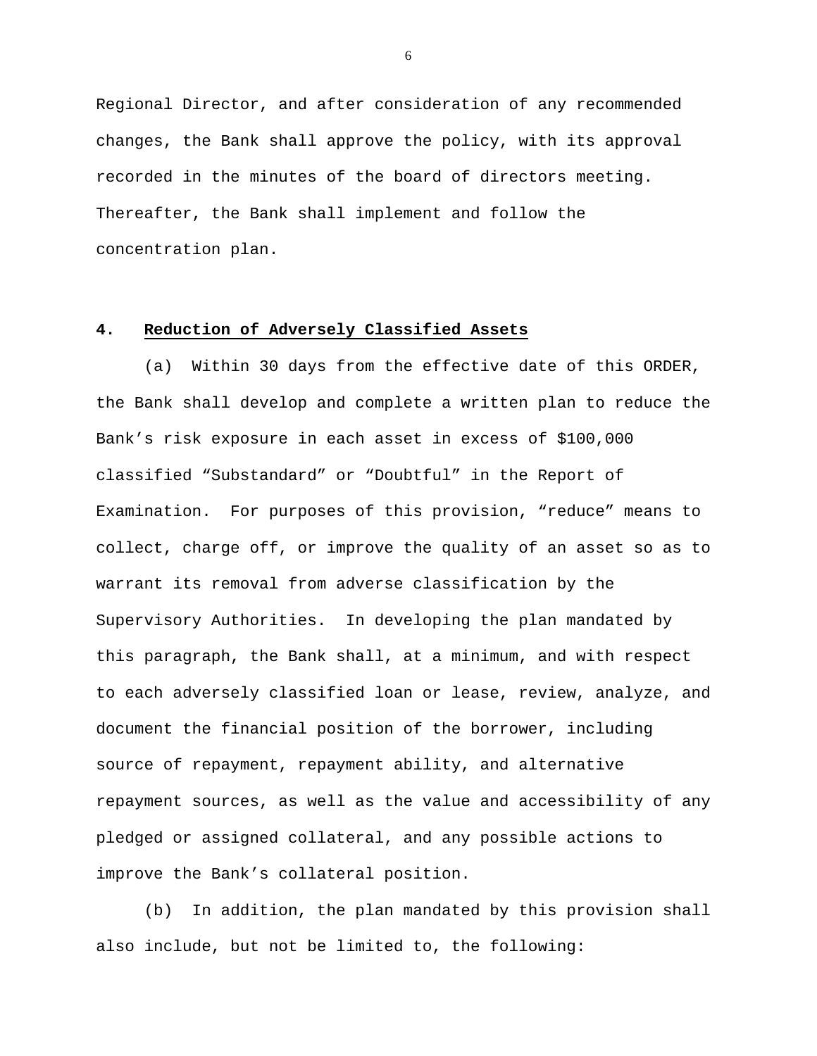Regional Director, and after consideration of any recommended changes, the Bank shall approve the policy, with its approval recorded in the minutes of the board of directors meeting. Thereafter, the Bank shall implement and follow the concentration plan.

**4. Reduction of Adversely Classified Assets**

(a) Within 30 days from the effective date of this ORDER, the Bank shall develop and complete a written plan to reduce the Bank's risk exposure in each asset in excess of $100,000 classified "Substandard" or "Doubtful" in the Report of Examination. For purposes of this provision, "reduce" means to collect, charge off, or improve the quality of an asset so as to warrant its removal from adverse classification by the Supervisory Authorities. In developing the plan mandated by this paragraph, the Bank shall, at a minimum, and with respect to each adversely classified loan or lease, review, analyze, and document the financial position of the borrower, including source of repayment, repayment ability, and alternative repayment sources, as well as the value and accessibility of any pledged or assigned collateral, and any possible actions to improve the Bank's collateral position.

(b) In addition, the plan mandated by this provision shall also include, but not be limited to, the following: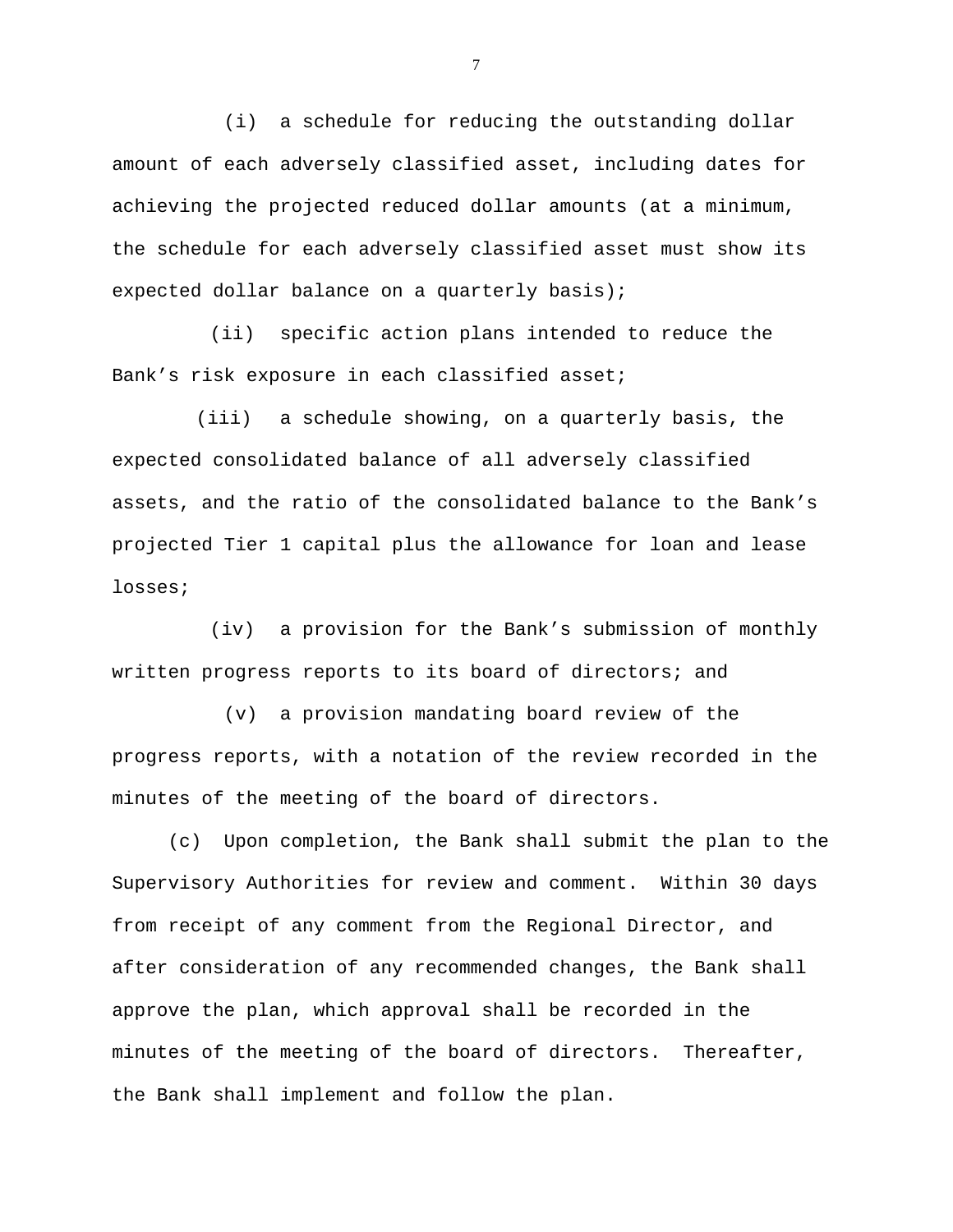(i) a schedule for reducing the outstanding dollar amount of each adversely classified asset, including dates for achieving the projected reduced dollar amounts (at a minimum, the schedule for each adversely classified asset must show its expected dollar balance on a quarterly basis);

(ii) specific action plans intended to reduce the Bank's risk exposure in each classified asset;

(iii) a schedule showing, on a quarterly basis, the expected consolidated balance of all adversely classified assets, and the ratio of the consolidated balance to the Bank's projected Tier 1 capital plus the allowance for loan and lease losses;

(iv) a provision for the Bank's submission of monthly written progress reports to its board of directors; and

(v) a provision mandating board review of the progress reports, with a notation of the review recorded in the minutes of the meeting of the board of directors.

(c) Upon completion, the Bank shall submit the plan to the Supervisory Authorities for review and comment. Within 30 days from receipt of any comment from the Regional Director, and after consideration of any recommended changes, the Bank shall approve the plan, which approval shall be recorded in the minutes of the meeting of the board of directors. Thereafter, the Bank shall implement and follow the plan.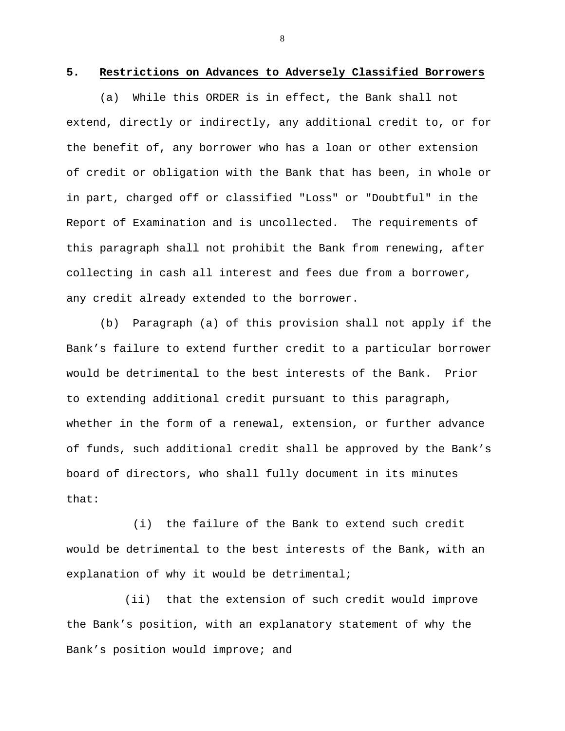**5. Restrictions on Advances to Adversely Classified Borrowers**

(a) While this ORDER is in effect, the Bank shall not extend, directly or indirectly, any additional credit to, or for the benefit of, any borrower who has a loan or other extension of credit or obligation with the Bank that has been, in whole or in part, charged off or classified "Loss" or "Doubtful" in the Report of Examination and is uncollected. The requirements of this paragraph shall not prohibit the Bank from renewing, after collecting in cash all interest and fees due from a borrower, any credit already extended to the borrower.

(b) Paragraph (a) of this provision shall not apply if the Bank's failure to extend further credit to a particular borrower would be detrimental to the best interests of the Bank. Prior to extending additional credit pursuant to this paragraph, whether in the form of a renewal, extension, or further advance of funds, such additional credit shall be approved by the Bank's board of directors, who shall fully document in its minutes that:

(i) the failure of the Bank to extend such credit would be detrimental to the best interests of the Bank, with an explanation of why it would be detrimental;

(ii) that the extension of such credit would improve the Bank's position, with an explanatory statement of why the Bank's position would improve; and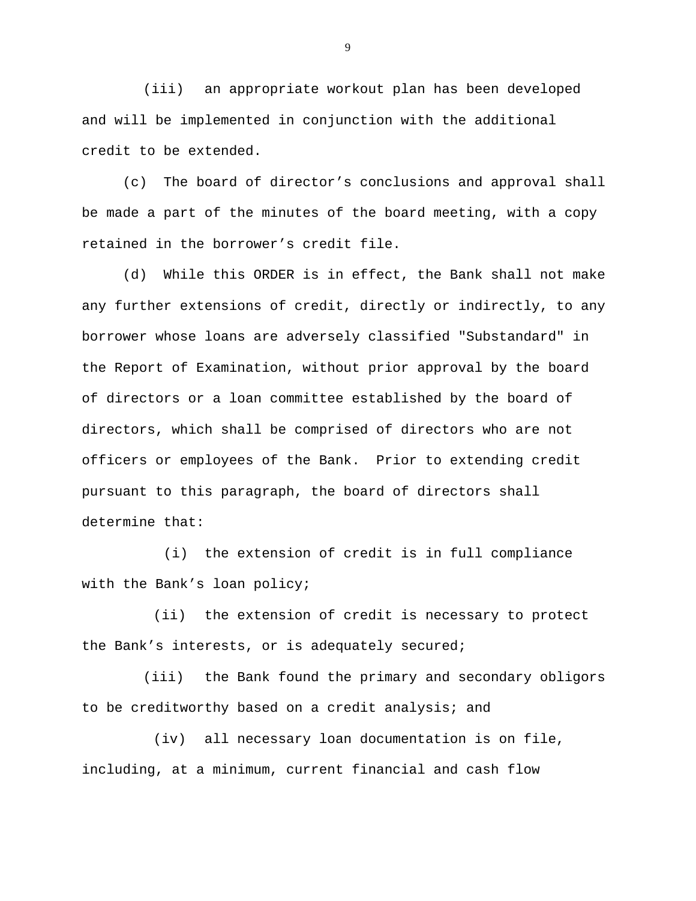(iii) an appropriate workout plan has been developed and will be implemented in conjunction with the additional credit to be extended.

(c) The board of director's conclusions and approval shall be made a part of the minutes of the board meeting, with a copy retained in the borrower's credit file.

(d) While this ORDER is in effect, the Bank shall not make any further extensions of credit, directly or indirectly, to any borrower whose loans are adversely classified "Substandard" in the Report of Examination, without prior approval by the board of directors or a loan committee established by the board of directors, which shall be comprised of directors who are not officers or employees of the Bank. Prior to extending credit pursuant to this paragraph, the board of directors shall determine that:

(i) the extension of credit is in full compliance with the Bank's loan policy;

(ii) the extension of credit is necessary to protect the Bank's interests, or is adequately secured;

(iii) the Bank found the primary and secondary obligors to be creditworthy based on a credit analysis; and

(iv) all necessary loan documentation is on file, including, at a minimum, current financial and cash flow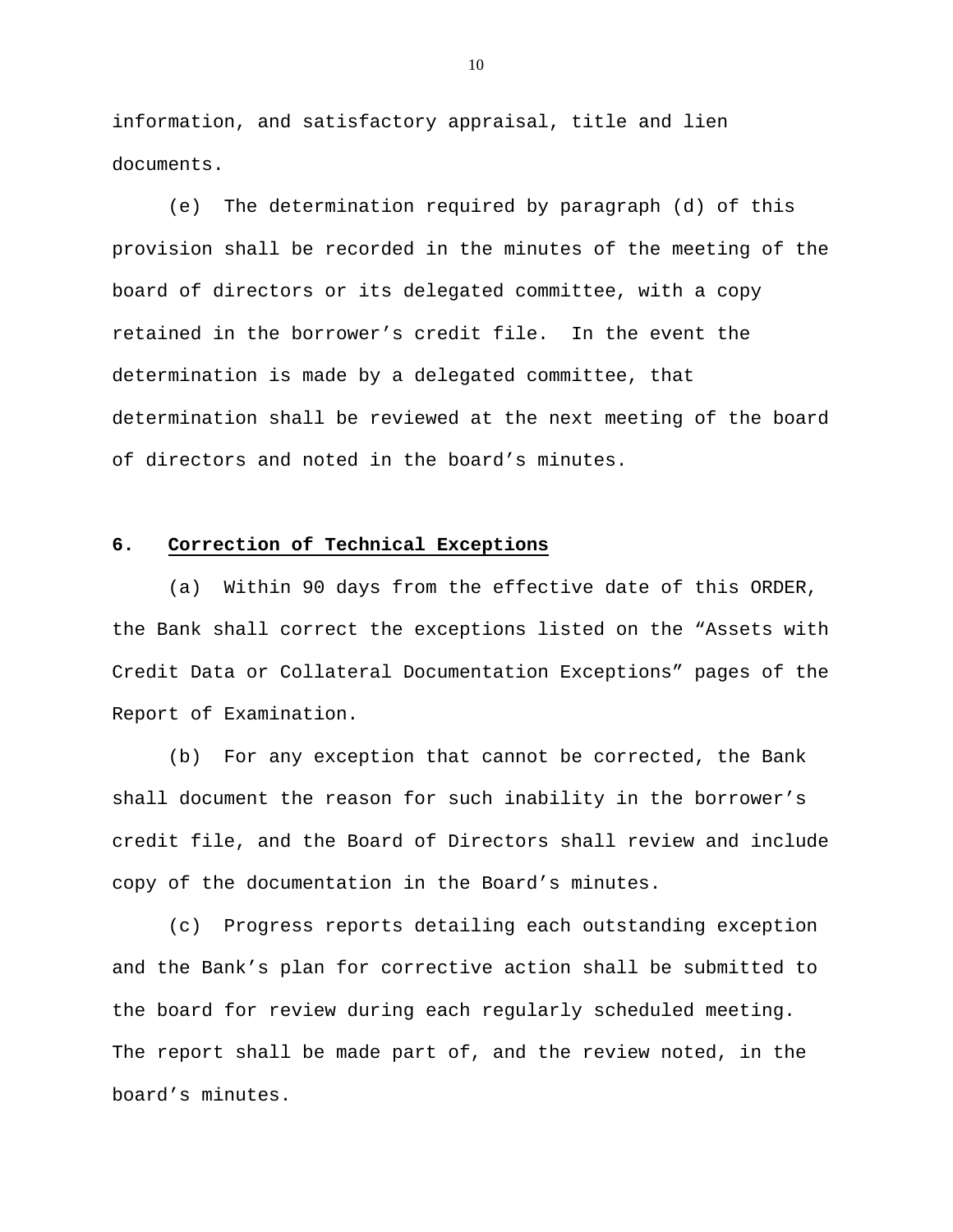information, and satisfactory appraisal, title and lien documents.

(e) The determination required by paragraph (d) of this provision shall be recorded in the minutes of the meeting of the board of directors or its delegated committee, with a copy retained in the borrower's credit file. In the event the determination is made by a delegated committee, that determination shall be reviewed at the next meeting of the board of directors and noted in the board's minutes.

## 6. Correction of Technical Exceptions

(a) Within 90 days from the effective date of this ORDER, the Bank shall correct the exceptions listed on the "Assets with Credit Data or Collateral Documentation Exceptions" pages of the Report of Examination.

(b) For any exception that cannot be corrected, the Bank shall document the reason for such inability in the borrower's credit file, and the Board of Directors shall review and include copy of the documentation in the Board's minutes.

(c) Progress reports detailing each outstanding exception and the Bank's plan for corrective action shall be submitted to the board for review during each regularly scheduled meeting. The report shall be made part of, and the review noted, in the board's minutes.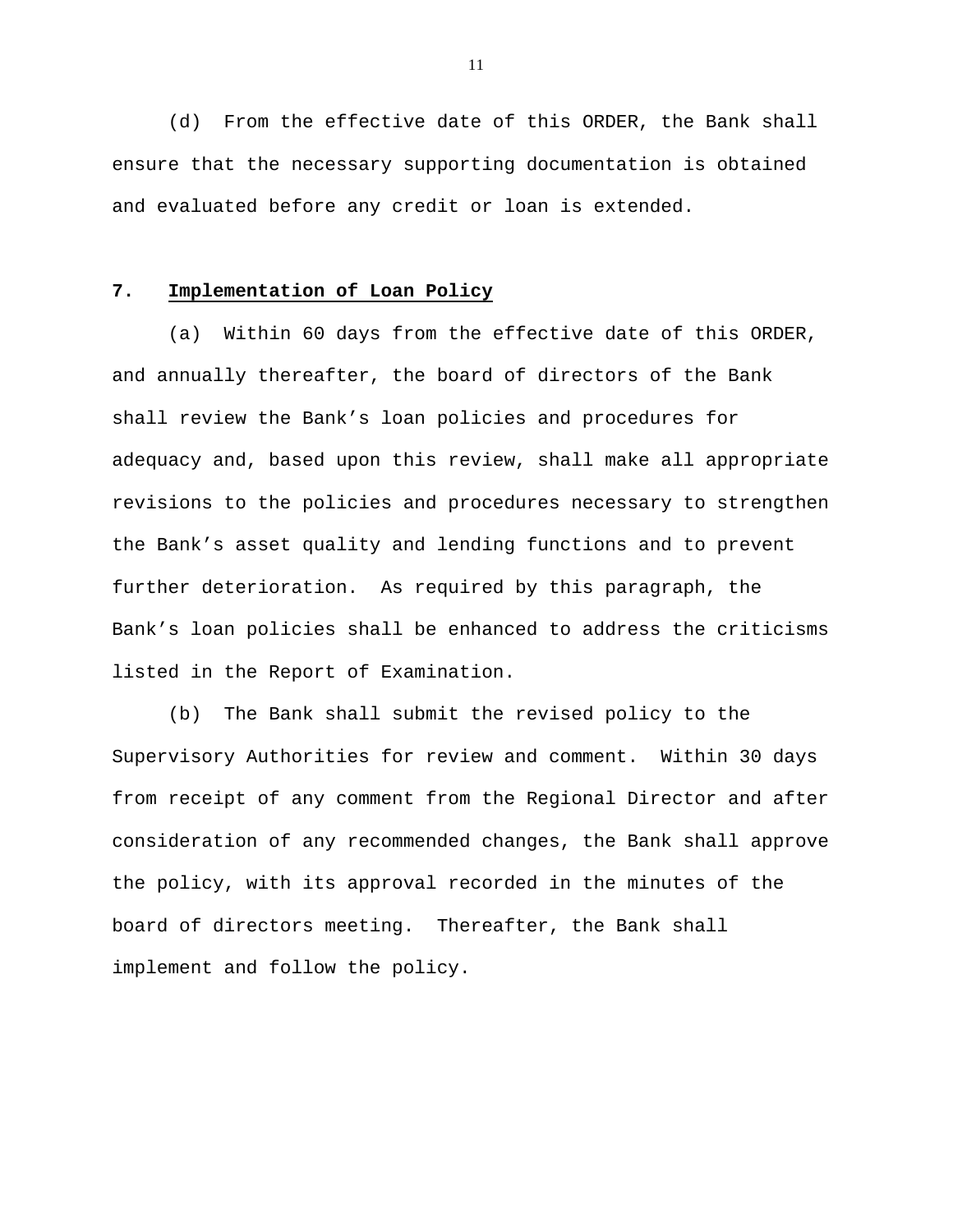(d) From the effective date of this ORDER, the Bank shall ensure that the necessary supporting documentation is obtained and evaluated before any credit or loan is extended.

**7. Implementation of Loan Policy**

(a) Within 60 days from the effective date of this ORDER, and annually thereafter, the board of directors of the Bank shall review the Bank's loan policies and procedures for adequacy and, based upon this review, shall make all appropriate revisions to the policies and procedures necessary to strengthen the Bank's asset quality and lending functions and to prevent further deterioration. As required by this paragraph, the Bank's loan policies shall be enhanced to address the criticisms listed in the Report of Examination.

(b) The Bank shall submit the revised policy to the Supervisory Authorities for review and comment. Within 30 days from receipt of any comment from the Regional Director and after consideration of any recommended changes, the Bank shall approve the policy, with its approval recorded in the minutes of the board of directors meeting. Thereafter, the Bank shall implement and follow the policy.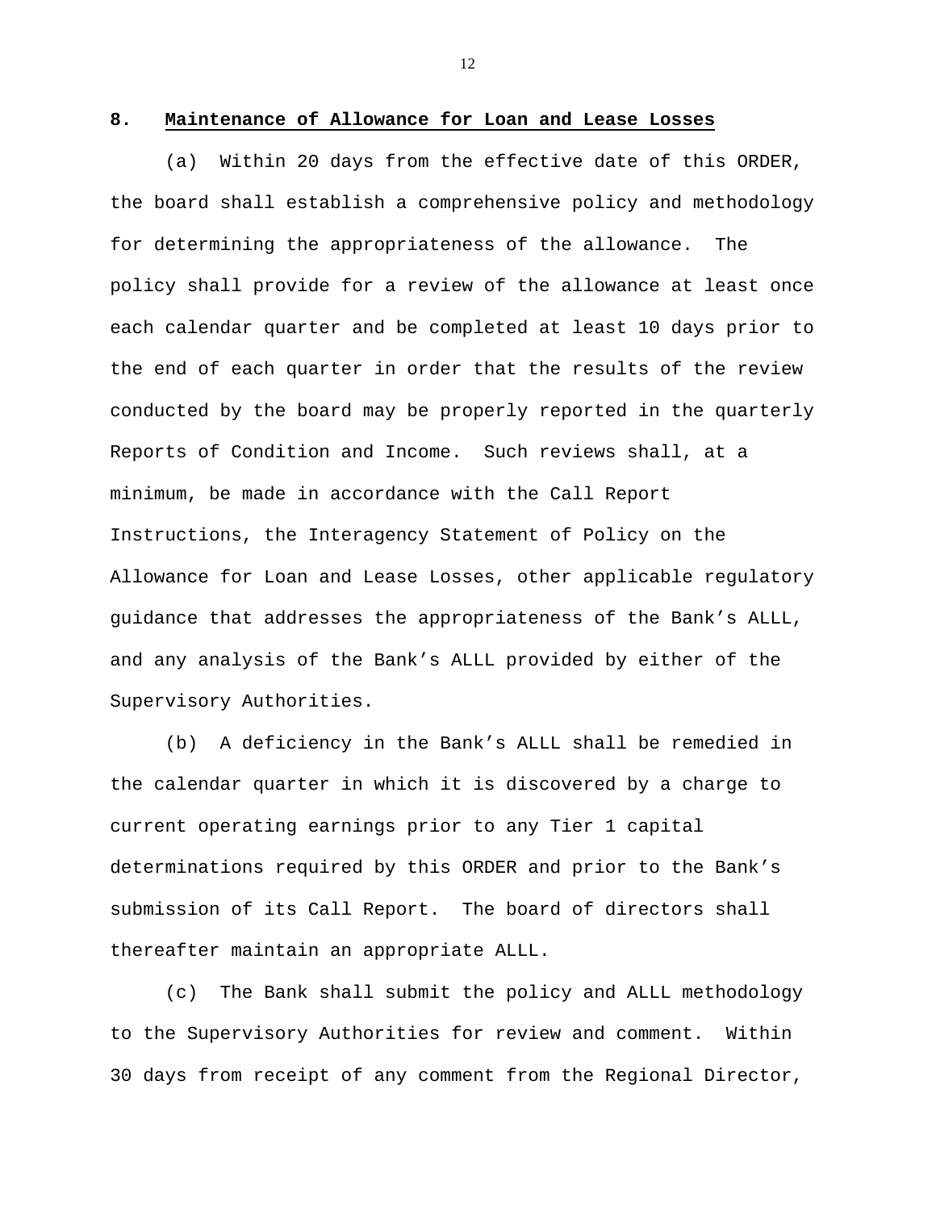**8. Maintenance of Allowance for Loan and Lease Losses**

(a) Within 20 days from the effective date of this ORDER, the board shall establish a comprehensive policy and methodology for determining the appropriateness of the allowance. The policy shall provide for a review of the allowance at least once each calendar quarter and be completed at least 10 days prior to the end of each quarter in order that the results of the review conducted by the board may be properly reported in the quarterly Reports of Condition and Income. Such reviews shall, at a minimum, be made in accordance with the Call Report Instructions, the Interagency Statement of Policy on the Allowance for Loan and Lease Losses, other applicable regulatory guidance that addresses the appropriateness of the Bank's ALLL, and any analysis of the Bank's ALLL provided by either of the Supervisory Authorities.

(b) A deficiency in the Bank's ALLL shall be remedied in the calendar quarter in which it is discovered by a charge to current operating earnings prior to any Tier 1 capital determinations required by this ORDER and prior to the Bank's submission of its Call Report. The board of directors shall thereafter maintain an appropriate ALLL.

(c) The Bank shall submit the policy and ALLL methodology to the Supervisory Authorities for review and comment. Within 30 days from receipt of any comment from the Regional Director,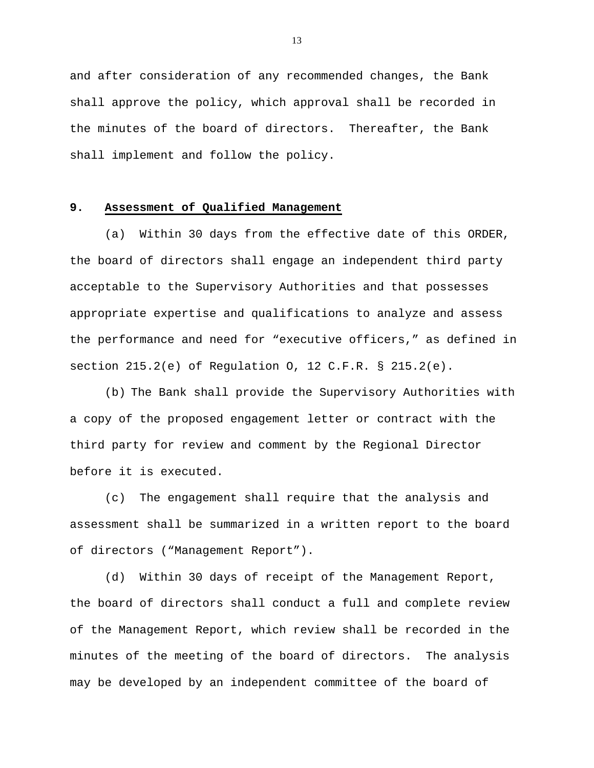and after consideration of any recommended changes, the Bank shall approve the policy, which approval shall be recorded in the minutes of the board of directors. Thereafter, the Bank shall implement and follow the policy.

**9. Assessment of Qualified Management**

(a) Within 30 days from the effective date of this ORDER, the board of directors shall engage an independent third party acceptable to the Supervisory Authorities and that possesses appropriate expertise and qualifications to analyze and assess the performance and need for "executive officers," as defined in section 215.2(e) of Regulation O, 12 C.F.R. § 215.2(e).

(b) The Bank shall provide the Supervisory Authorities with a copy of the proposed engagement letter or contract with the third party for review and comment by the Regional Director before it is executed.

(c) The engagement shall require that the analysis and assessment shall be summarized in a written report to the board of directors ("Management Report").

(d) Within 30 days of receipt of the Management Report, the board of directors shall conduct a full and complete review of the Management Report, which review shall be recorded in the minutes of the meeting of the board of directors. The analysis may be developed by an independent committee of the board of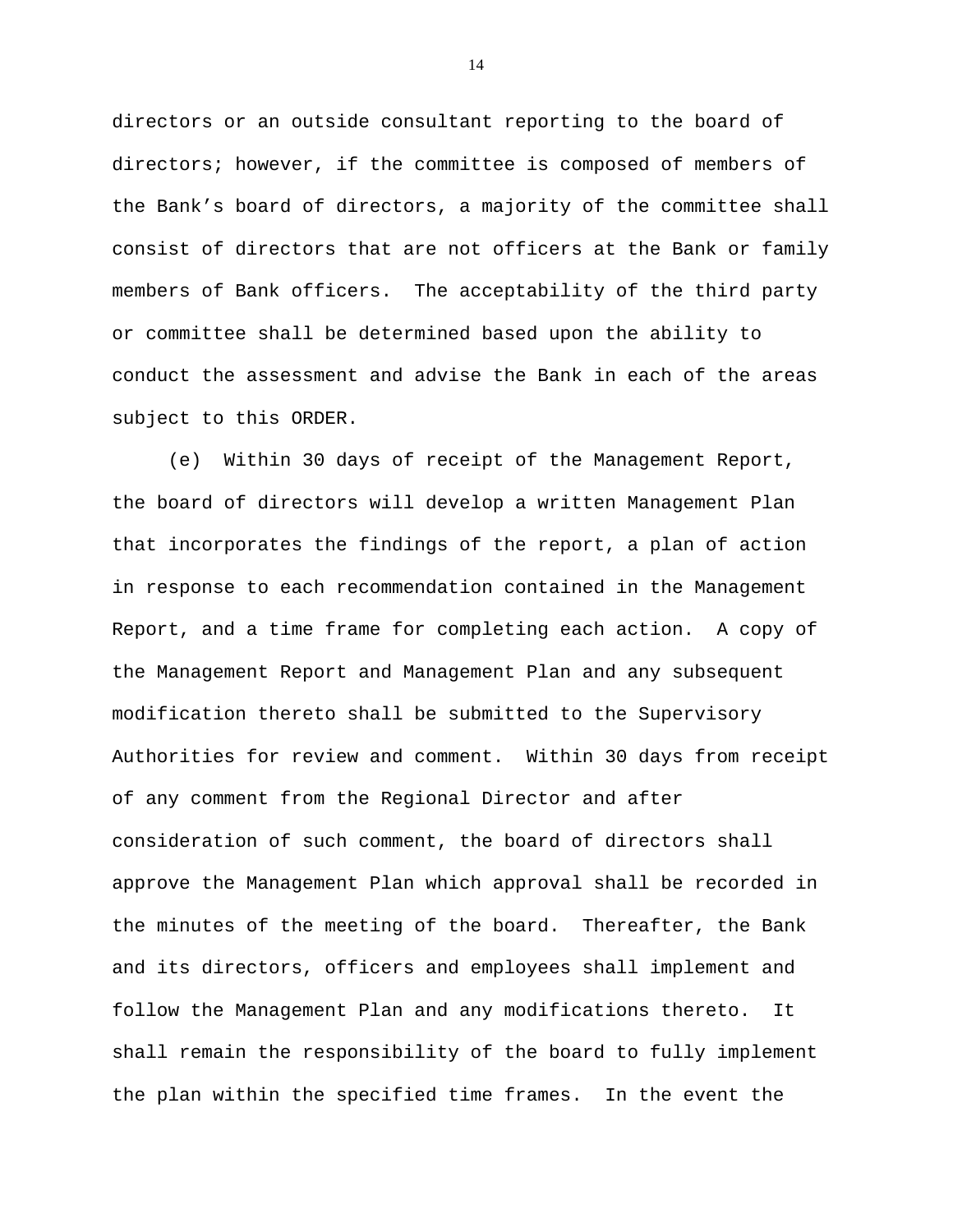directors or an outside consultant reporting to the board of directors; however, if the committee is composed of members of the Bank's board of directors, a majority of the committee shall consist of directors that are not officers at the Bank or family members of Bank officers. The acceptability of the third party or committee shall be determined based upon the ability to conduct the assessment and advise the Bank in each of the areas subject to this ORDER.

(e) Within 30 days of receipt of the Management Report, the board of directors will develop a written Management Plan that incorporates the findings of the report, a plan of action in response to each recommendation contained in the Management Report, and a time frame for completing each action. A copy of the Management Report and Management Plan and any subsequent modification thereto shall be submitted to the Supervisory Authorities for review and comment. Within 30 days from receipt of any comment from the Regional Director and after consideration of such comment, the board of directors shall approve the Management Plan which approval shall be recorded in the minutes of the meeting of the board. Thereafter, the Bank and its directors, officers and employees shall implement and follow the Management Plan and any modifications thereto. It shall remain the responsibility of the board to fully implement the plan within the specified time frames. In the event the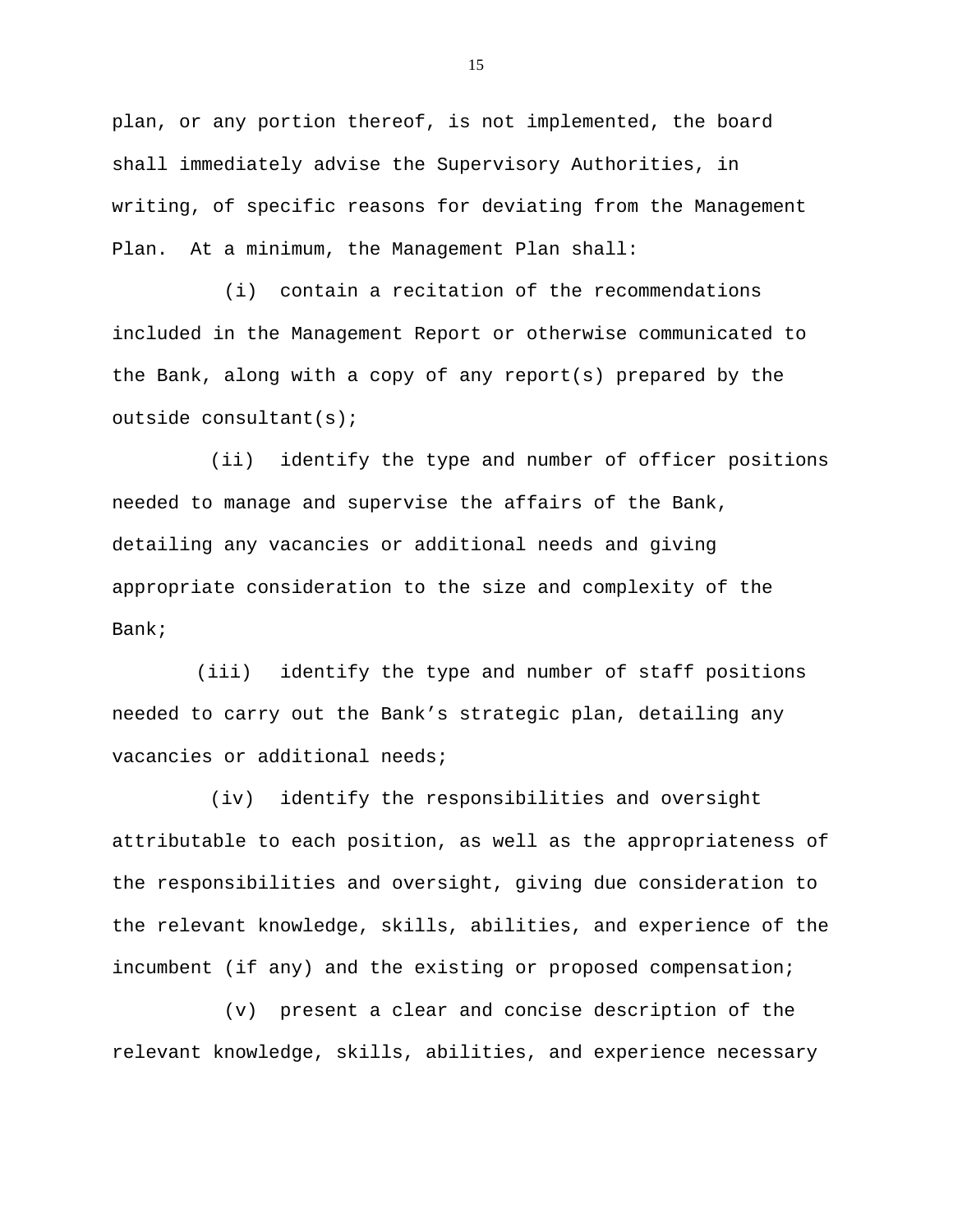plan, or any portion thereof, is not implemented, the board shall immediately advise the Supervisory Authorities, in writing, of specific reasons for deviating from the Management Plan. At a minimum, the Management Plan shall:

(i) contain a recitation of the recommendations included in the Management Report or otherwise communicated to the Bank, along with a copy of any report(s) prepared by the outside consultant(s);

(ii) identify the type and number of officer positions needed to manage and supervise the affairs of the Bank, detailing any vacancies or additional needs and giving appropriate consideration to the size and complexity of the Bank;

(iii) identify the type and number of staff positions needed to carry out the Bank's strategic plan, detailing any vacancies or additional needs;

(iv) identify the responsibilities and oversight attributable to each position, as well as the appropriateness of the responsibilities and oversight, giving due consideration to the relevant knowledge, skills, abilities, and experience of the incumbent (if any) and the existing or proposed compensation;

(v) present a clear and concise description of the relevant knowledge, skills, abilities, and experience necessary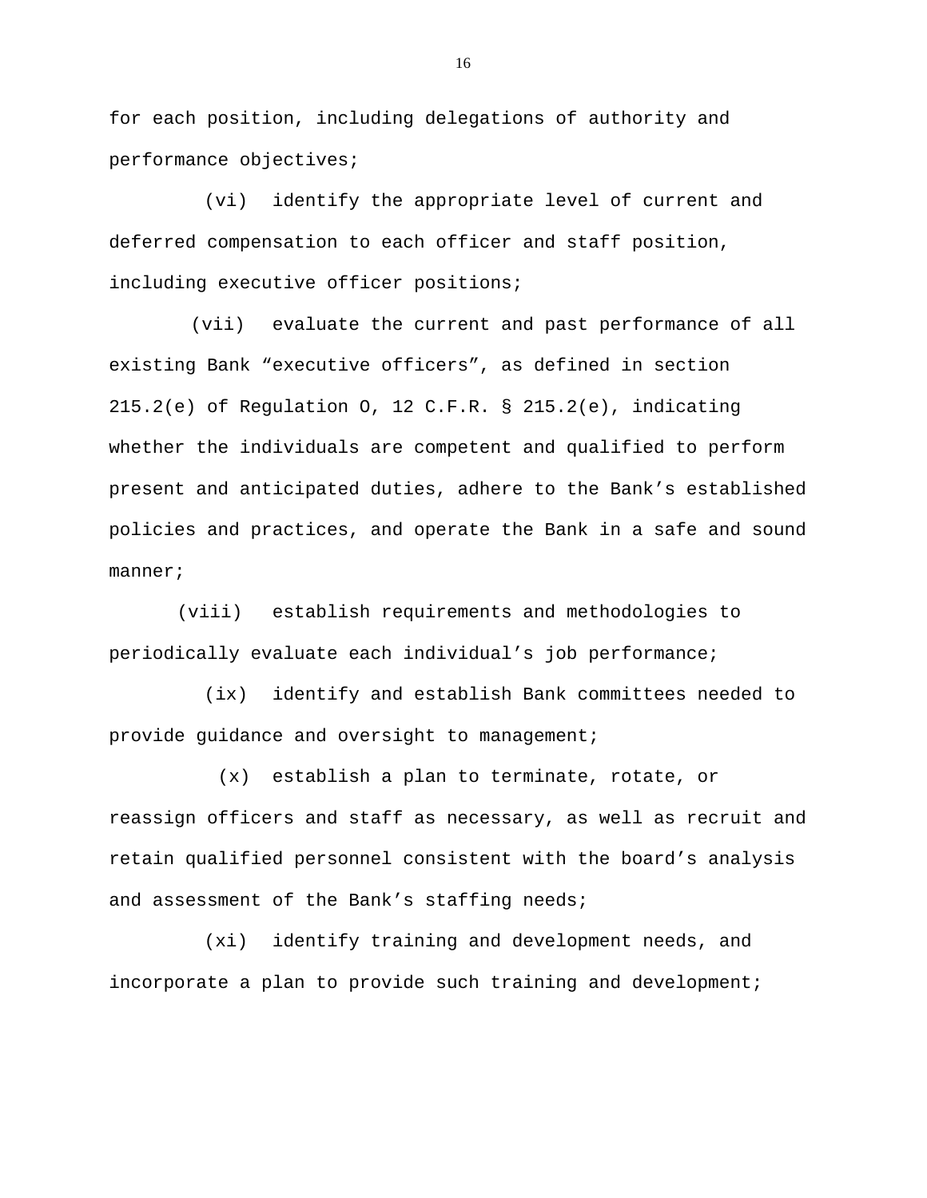for each position, including delegations of authority and performance objectives;

(vi) identify the appropriate level of current and deferred compensation to each officer and staff position, including executive officer positions;

(vii) evaluate the current and past performance of all existing Bank "executive officers", as defined in section 215.2(e) of Regulation O, 12 C.F.R. § 215.2(e), indicating whether the individuals are competent and qualified to perform present and anticipated duties, adhere to the Bank's established policies and practices, and operate the Bank in a safe and sound manner;

(viii) establish requirements and methodologies to periodically evaluate each individual's job performance;

(ix) identify and establish Bank committees needed to provide guidance and oversight to management;

(x) establish a plan to terminate, rotate, or reassign officers and staff as necessary, as well as recruit and retain qualified personnel consistent with the board's analysis and assessment of the Bank's staffing needs;

(xi) identify training and development needs, and incorporate a plan to provide such training and development;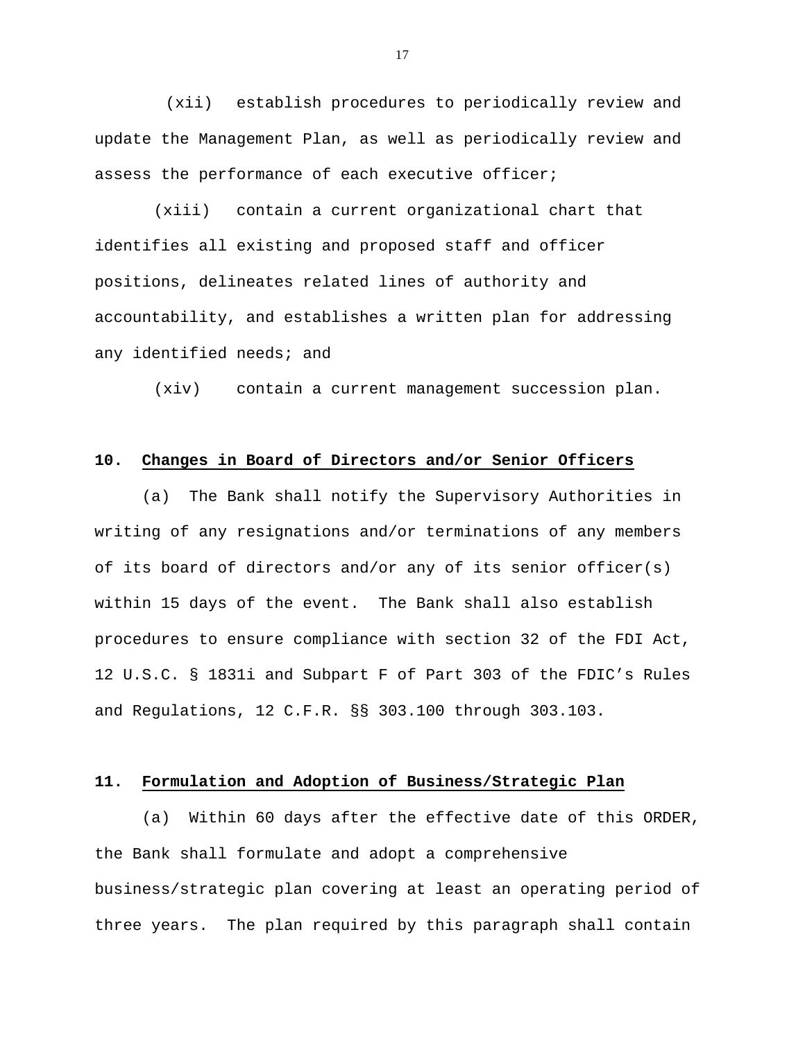(xii) establish procedures to periodically review and update the Management Plan, as well as periodically review and assess the performance of each executive officer;

(xiii) contain a current organizational chart that identifies all existing and proposed staff and officer positions, delineates related lines of authority and accountability, and establishes a written plan for addressing any identified needs; and

(xiv) contain a current management succession plan.

**10. Changes in Board of Directors and/or Senior Officers**

(a) The Bank shall notify the Supervisory Authorities in writing of any resignations and/or terminations of any members of its board of directors and/or any of its senior officer(s) within 15 days of the event. The Bank shall also establish procedures to ensure compliance with section 32 of the FDI Act, 12 U.S.C. § 1831i and Subpart F of Part 303 of the FDIC’s Rules and Regulations, 12 C.F.R. §§ 303.100 through 303.103.

**11. Formulation and Adoption of Business/Strategic Plan**

(a) Within 60 days after the effective date of this ORDER, the Bank shall formulate and adopt a comprehensive business/strategic plan covering at least an operating period of three years. The plan required by this paragraph shall contain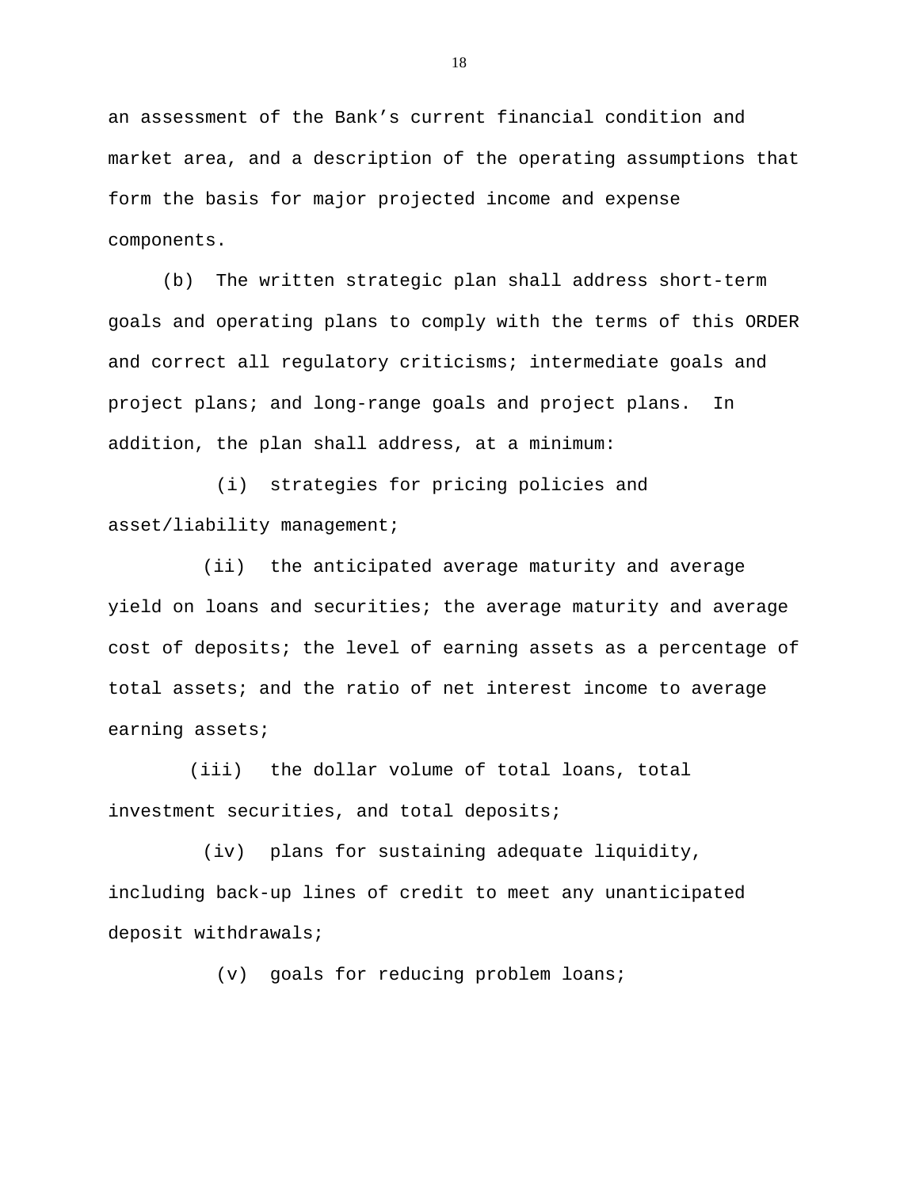an assessment of the Bank’s current financial condition and market area, and a description of the operating assumptions that form the basis for major projected income and expense components.

(b) The written strategic plan shall address short-term goals and operating plans to comply with the terms of this ORDER and correct all regulatory criticisms; intermediate goals and project plans; and long-range goals and project plans. In addition, the plan shall address, at a minimum:

(i) strategies for pricing policies and asset/liability management;

(ii) the anticipated average maturity and average yield on loans and securities; the average maturity and average cost of deposits; the level of earning assets as a percentage of total assets; and the ratio of net interest income to average earning assets;

(iii) the dollar volume of total loans, total investment securities, and total deposits;

(iv) plans for sustaining adequate liquidity, including back-up lines of credit to meet any unanticipated deposit withdrawals;

(v) goals for reducing problem loans;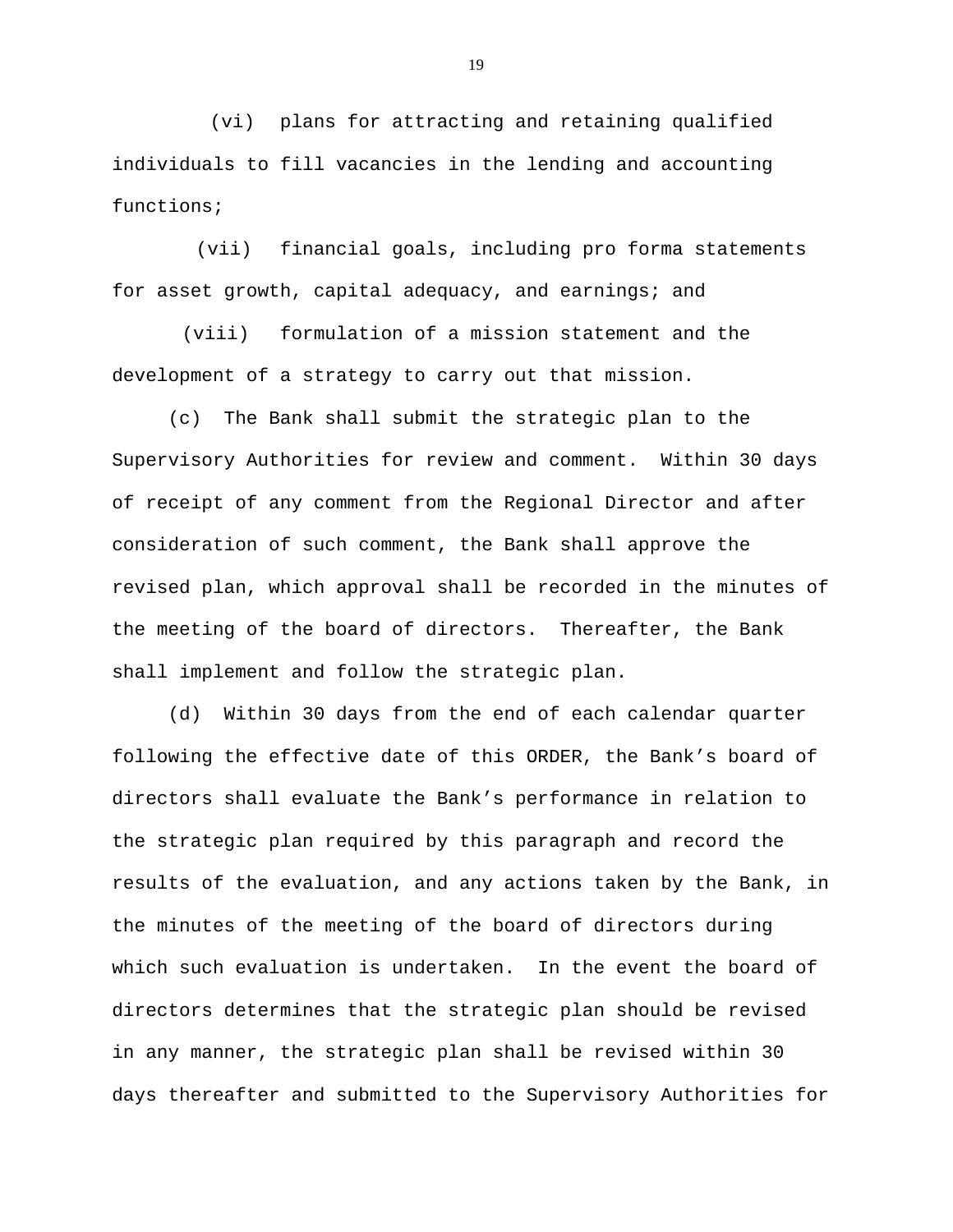(vi) plans for attracting and retaining qualified individuals to fill vacancies in the lending and accounting functions;

(vii) financial goals, including pro forma statements for asset growth, capital adequacy, and earnings; and

(viii) formulation of a mission statement and the development of a strategy to carry out that mission.

(c) The Bank shall submit the strategic plan to the Supervisory Authorities for review and comment. Within 30 days of receipt of any comment from the Regional Director and after consideration of such comment, the Bank shall approve the revised plan, which approval shall be recorded in the minutes of the meeting of the board of directors. Thereafter, the Bank shall implement and follow the strategic plan.

(d) Within 30 days from the end of each calendar quarter following the effective date of this ORDER, the Bank's board of directors shall evaluate the Bank's performance in relation to the strategic plan required by this paragraph and record the results of the evaluation, and any actions taken by the Bank, in the minutes of the meeting of the board of directors during which such evaluation is undertaken. In the event the board of directors determines that the strategic plan should be revised in any manner, the strategic plan shall be revised within 30 days thereafter and submitted to the Supervisory Authorities for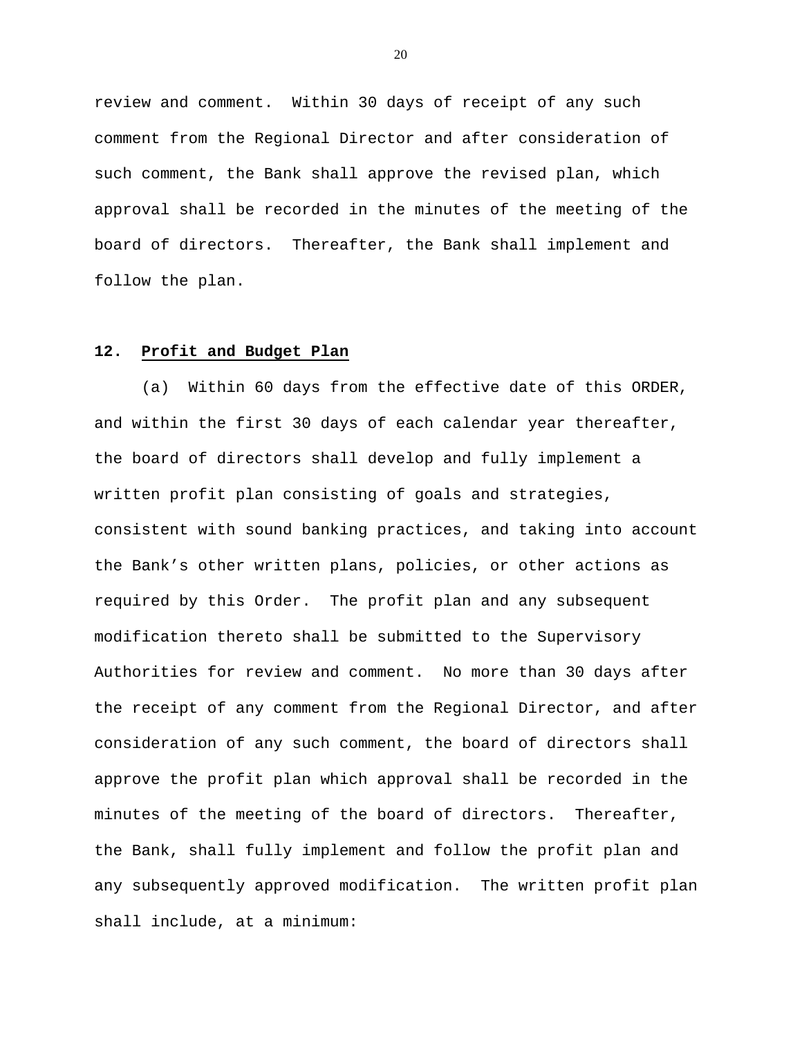review and comment. Within 30 days of receipt of any such comment from the Regional Director and after consideration of such comment, the Bank shall approve the revised plan, which approval shall be recorded in the minutes of the meeting of the board of directors. Thereafter, the Bank shall implement and follow the plan.

**12. Profit and Budget Plan**

(a) Within 60 days from the effective date of this ORDER, and within the first 30 days of each calendar year thereafter, the board of directors shall develop and fully implement a written profit plan consisting of goals and strategies, consistent with sound banking practices, and taking into account the Bank's other written plans, policies, or other actions as required by this Order. The profit plan and any subsequent modification thereto shall be submitted to the Supervisory Authorities for review and comment. No more than 30 days after the receipt of any comment from the Regional Director, and after consideration of any such comment, the board of directors shall approve the profit plan which approval shall be recorded in the minutes of the meeting of the board of directors. Thereafter, the Bank, shall fully implement and follow the profit plan and any subsequently approved modification. The written profit plan shall include, at a minimum: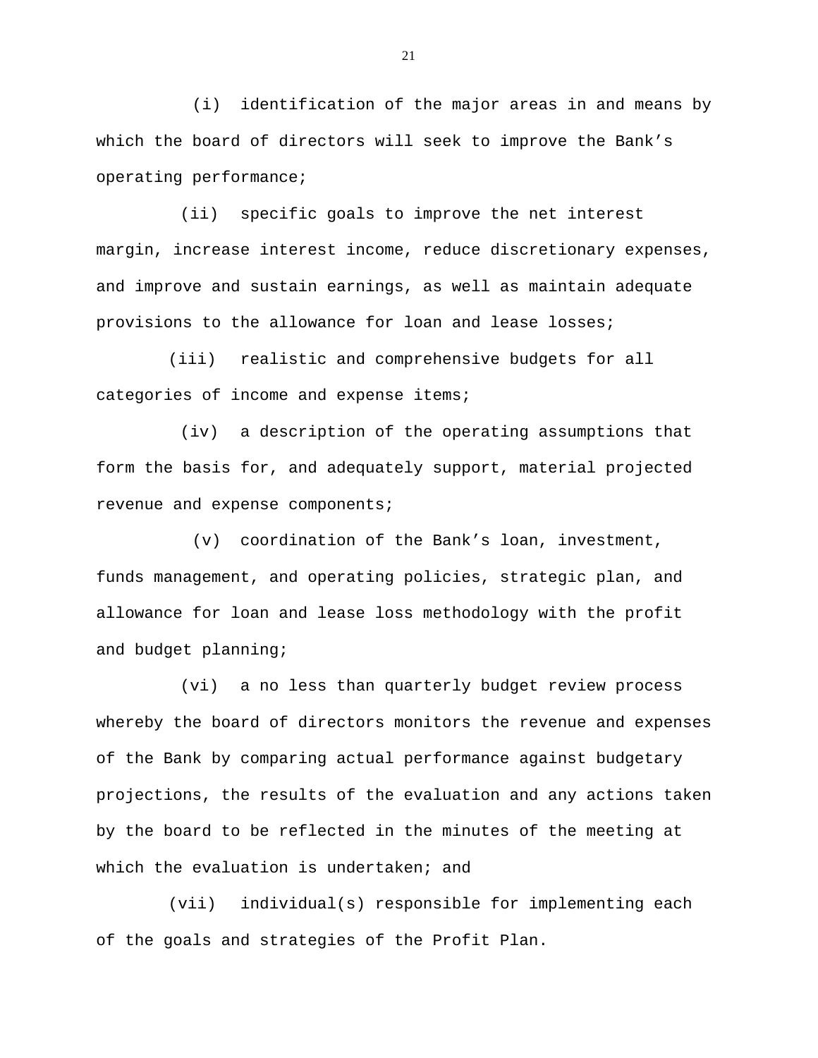(i) identification of the major areas in and means by which the board of directors will seek to improve the Bank's operating performance;

(ii) specific goals to improve the net interest margin, increase interest income, reduce discretionary expenses, and improve and sustain earnings, as well as maintain adequate provisions to the allowance for loan and lease losses;

(iii) realistic and comprehensive budgets for all categories of income and expense items;

(iv) a description of the operating assumptions that form the basis for, and adequately support, material projected revenue and expense components;

(v) coordination of the Bank's loan, investment, funds management, and operating policies, strategic plan, and allowance for loan and lease loss methodology with the profit and budget planning;

(vi) a no less than quarterly budget review process whereby the board of directors monitors the revenue and expenses of the Bank by comparing actual performance against budgetary projections, the results of the evaluation and any actions taken by the board to be reflected in the minutes of the meeting at which the evaluation is undertaken; and

(vii) individual(s) responsible for implementing each of the goals and strategies of the Profit Plan.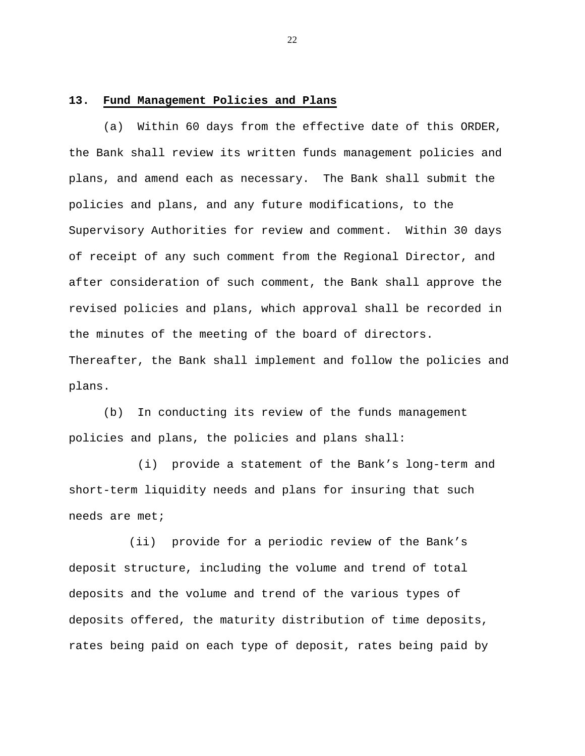## 13. **Fund Management Policies and Plans**

(a) Within 60 days from the effective date of this ORDER, the Bank shall review its written funds management policies and plans, and amend each as necessary. The Bank shall submit the policies and plans, and any future modifications, to the Supervisory Authorities for review and comment. Within 30 days of receipt of any such comment from the Regional Director, and after consideration of such comment, the Bank shall approve the revised policies and plans, which approval shall be recorded in the minutes of the meeting of the board of directors. Thereafter, the Bank shall implement and follow the policies and plans.

(b) In conducting its review of the funds management policies and plans, the policies and plans shall:

(i) provide a statement of the Bank's long-term and short-term liquidity needs and plans for insuring that such needs are met;

(ii) provide for a periodic review of the Bank's deposit structure, including the volume and trend of total deposits and the volume and trend of the various types of deposits offered, the maturity distribution of time deposits, rates being paid on each type of deposit, rates being paid by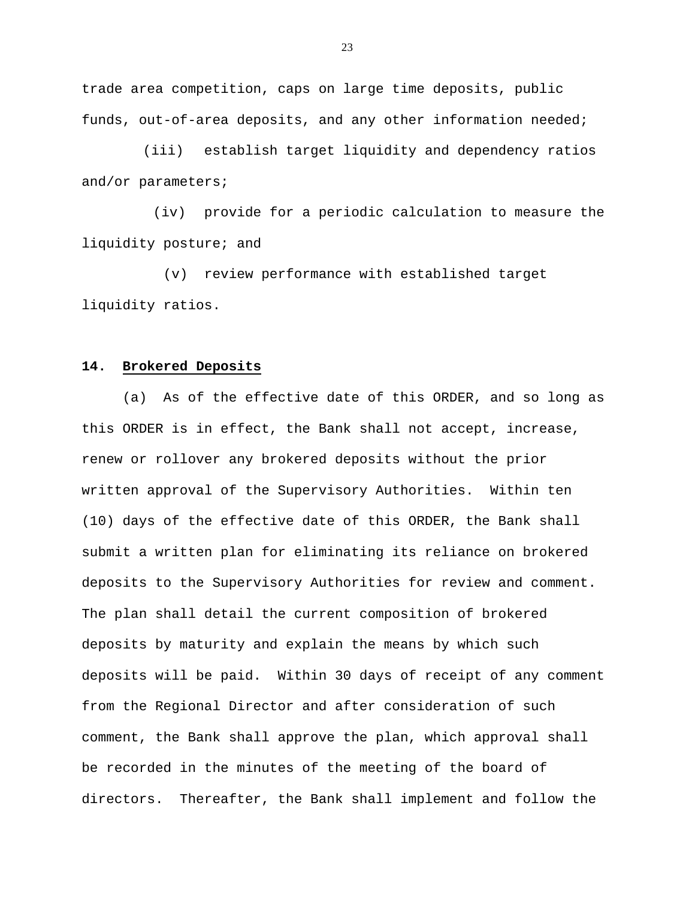trade area competition, caps on large time deposits, public funds, out-of-area deposits, and any other information needed;

(iii) establish target liquidity and dependency ratios and/or parameters;

(iv) provide for a periodic calculation to measure the liquidity posture; and

(v) review performance with established target liquidity ratios.

**14. Brokered Deposits**

(a) As of the effective date of this ORDER, and so long as this ORDER is in effect, the Bank shall not accept, increase, renew or rollover any brokered deposits without the prior written approval of the Supervisory Authorities. Within ten (10) days of the effective date of this ORDER, the Bank shall submit a written plan for eliminating its reliance on brokered deposits to the Supervisory Authorities for review and comment. The plan shall detail the current composition of brokered deposits by maturity and explain the means by which such deposits will be paid. Within 30 days of receipt of any comment from the Regional Director and after consideration of such comment, the Bank shall approve the plan, which approval shall be recorded in the minutes of the meeting of the board of directors. Thereafter, the Bank shall implement and follow the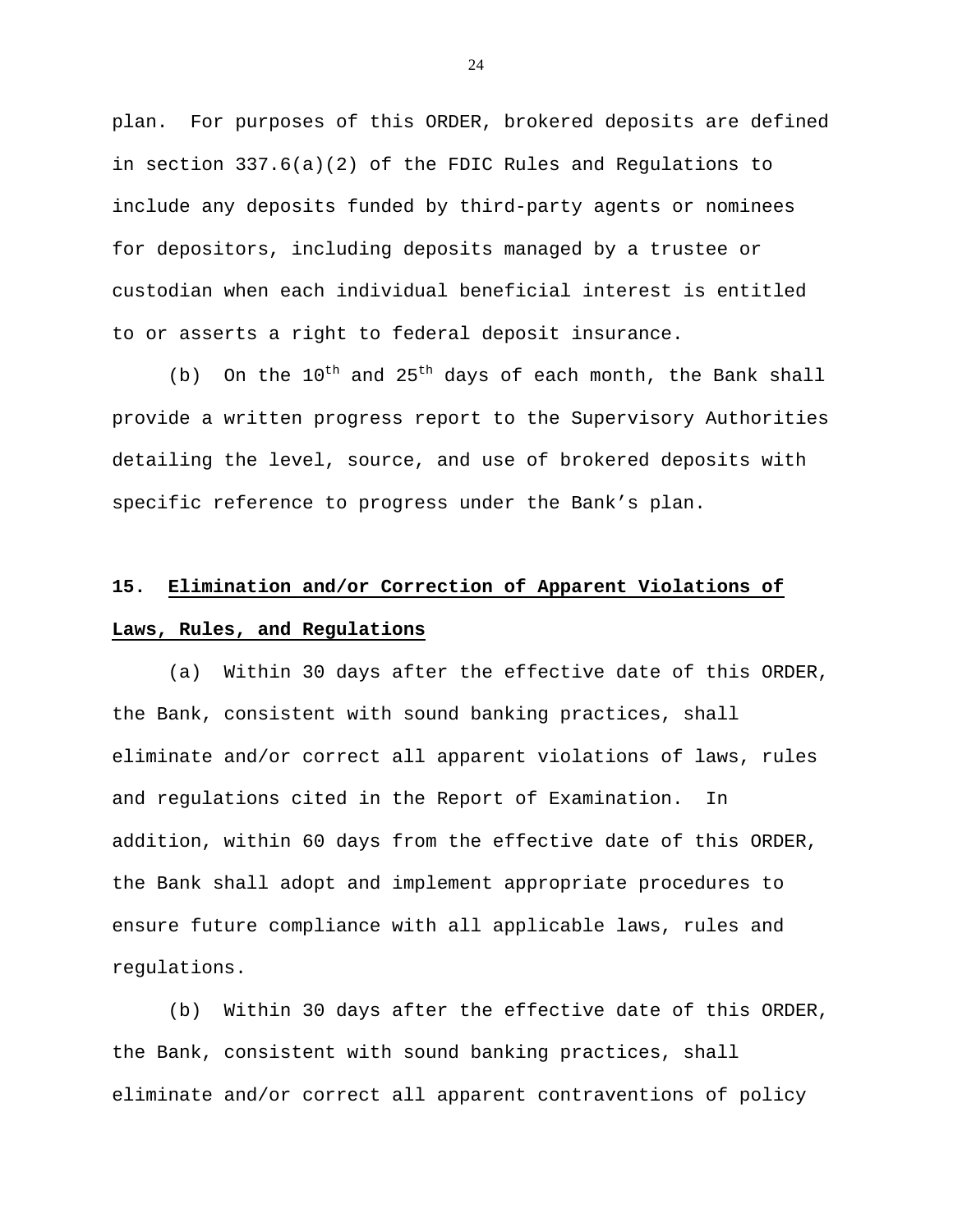plan. For purposes of this ORDER, brokered deposits are defined in section 337.6(a)(2) of the FDIC Rules and Regulations to include any deposits funded by third-party agents or nominees for depositors, including deposits managed by a trustee or custodian when each individual beneficial interest is entitled to or asserts a right to federal deposit insurance.

(b) On the 10th and 25th days of each month, the Bank shall provide a written progress report to the Supervisory Authorities detailing the level, source, and use of brokered deposits with specific reference to progress under the Bank's plan.

**15. Elimination and/or Correction of Apparent Violations of Laws, Rules, and Regulations**

(a) Within 30 days after the effective date of this ORDER, the Bank, consistent with sound banking practices, shall eliminate and/or correct all apparent violations of laws, rules and regulations cited in the Report of Examination. In addition, within 60 days from the effective date of this ORDER, the Bank shall adopt and implement appropriate procedures to ensure future compliance with all applicable laws, rules and regulations.

(b) Within 30 days after the effective date of this ORDER, the Bank, consistent with sound banking practices, shall eliminate and/or correct all apparent contraventions of policy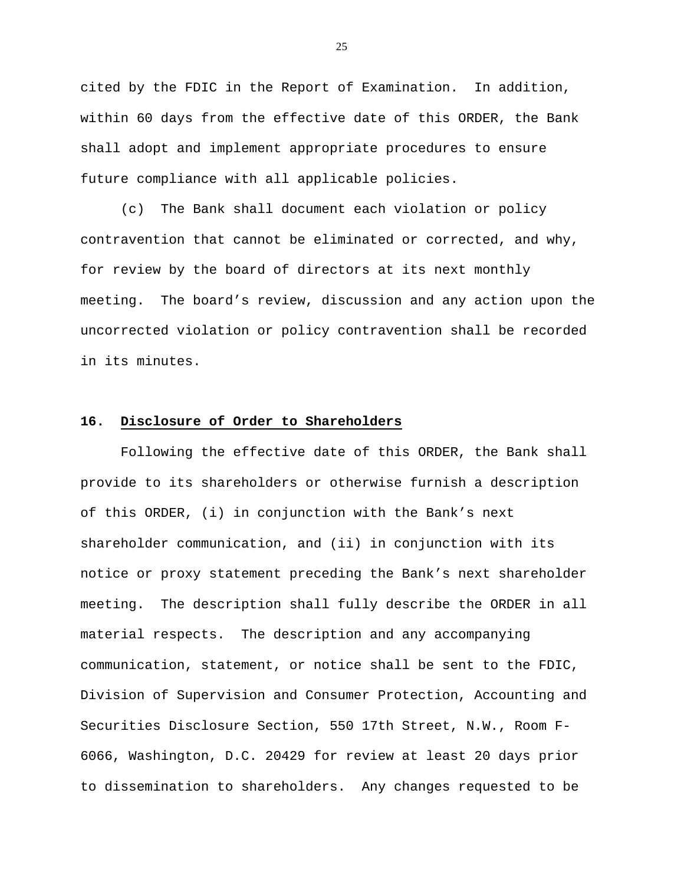cited by the FDIC in the Report of Examination. In addition, within 60 days from the effective date of this ORDER, the Bank shall adopt and implement appropriate procedures to ensure future compliance with all applicable policies.

(c) The Bank shall document each violation or policy contravention that cannot be eliminated or corrected, and why, for review by the board of directors at its next monthly meeting. The board's review, discussion and any action upon the uncorrected violation or policy contravention shall be recorded in its minutes.

**16. Disclosure of Order to Shareholders**

Following the effective date of this ORDER, the Bank shall provide to its shareholders or otherwise furnish a description of this ORDER, (i) in conjunction with the Bank's next shareholder communication, and (ii) in conjunction with its notice or proxy statement preceding the Bank's next shareholder meeting. The description shall fully describe the ORDER in all material respects. The description and any accompanying communication, statement, or notice shall be sent to the FDIC, Division of Supervision and Consumer Protection, Accounting and Securities Disclosure Section, 550 17th Street, N.W., Room F-6066, Washington, D.C. 20429 for review at least 20 days prior to dissemination to shareholders. Any changes requested to be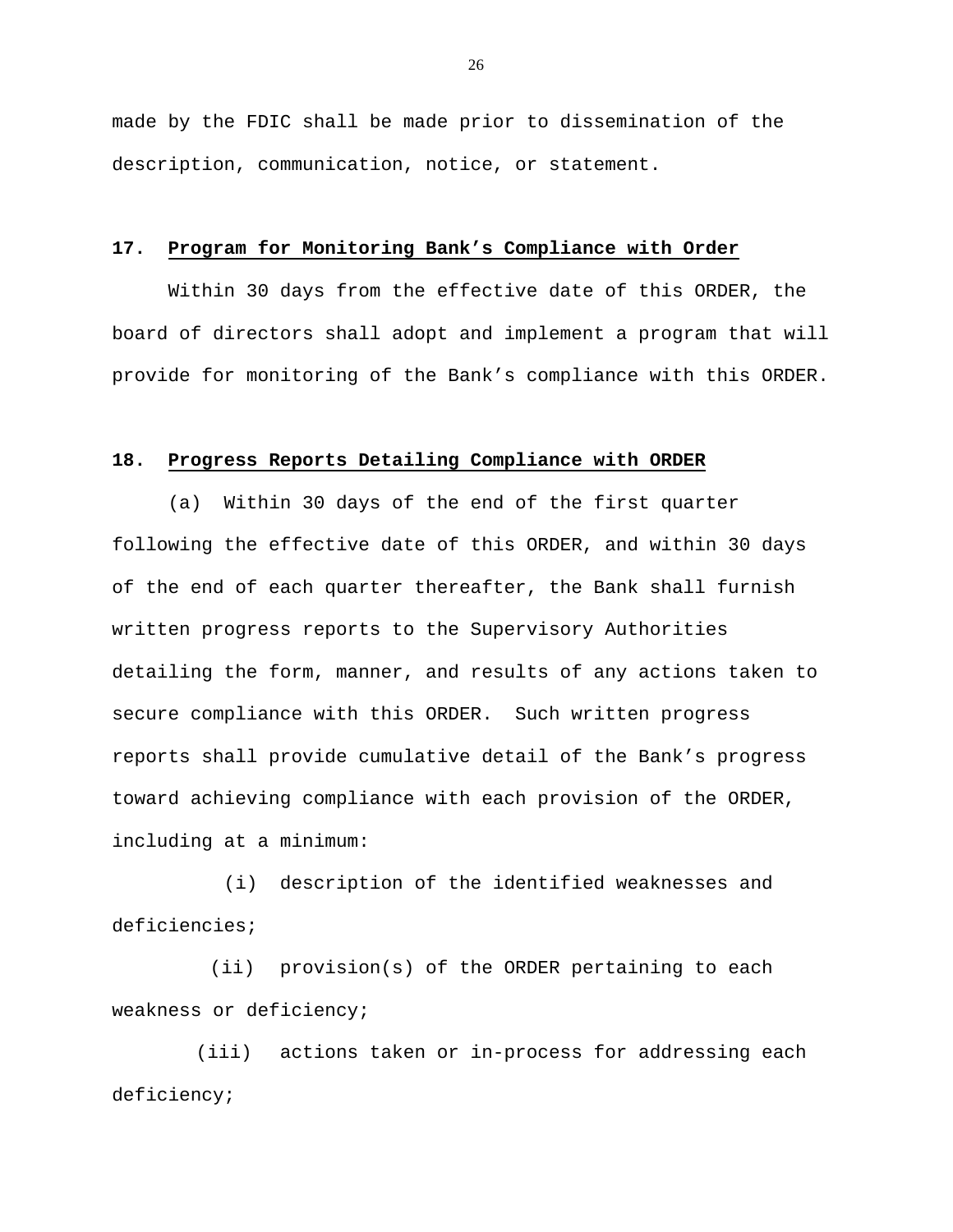made by the FDIC shall be made prior to dissemination of the description, communication, notice, or statement.

**17. Program for Monitoring Bank's Compliance with Order**

Within 30 days from the effective date of this ORDER, the board of directors shall adopt and implement a program that will provide for monitoring of the Bank's compliance with this ORDER.

**18. Progress Reports Detailing Compliance with ORDER**

(a) Within 30 days of the end of the first quarter following the effective date of this ORDER, and within 30 days of the end of each quarter thereafter, the Bank shall furnish written progress reports to the Supervisory Authorities detailing the form, manner, and results of any actions taken to secure compliance with this ORDER. Such written progress reports shall provide cumulative detail of the Bank's progress toward achieving compliance with each provision of the ORDER, including at a minimum:

(i) description of the identified weaknesses and deficiencies;

(ii) provision(s) of the ORDER pertaining to each weakness or deficiency;

(iii) actions taken or in-process for addressing each deficiency;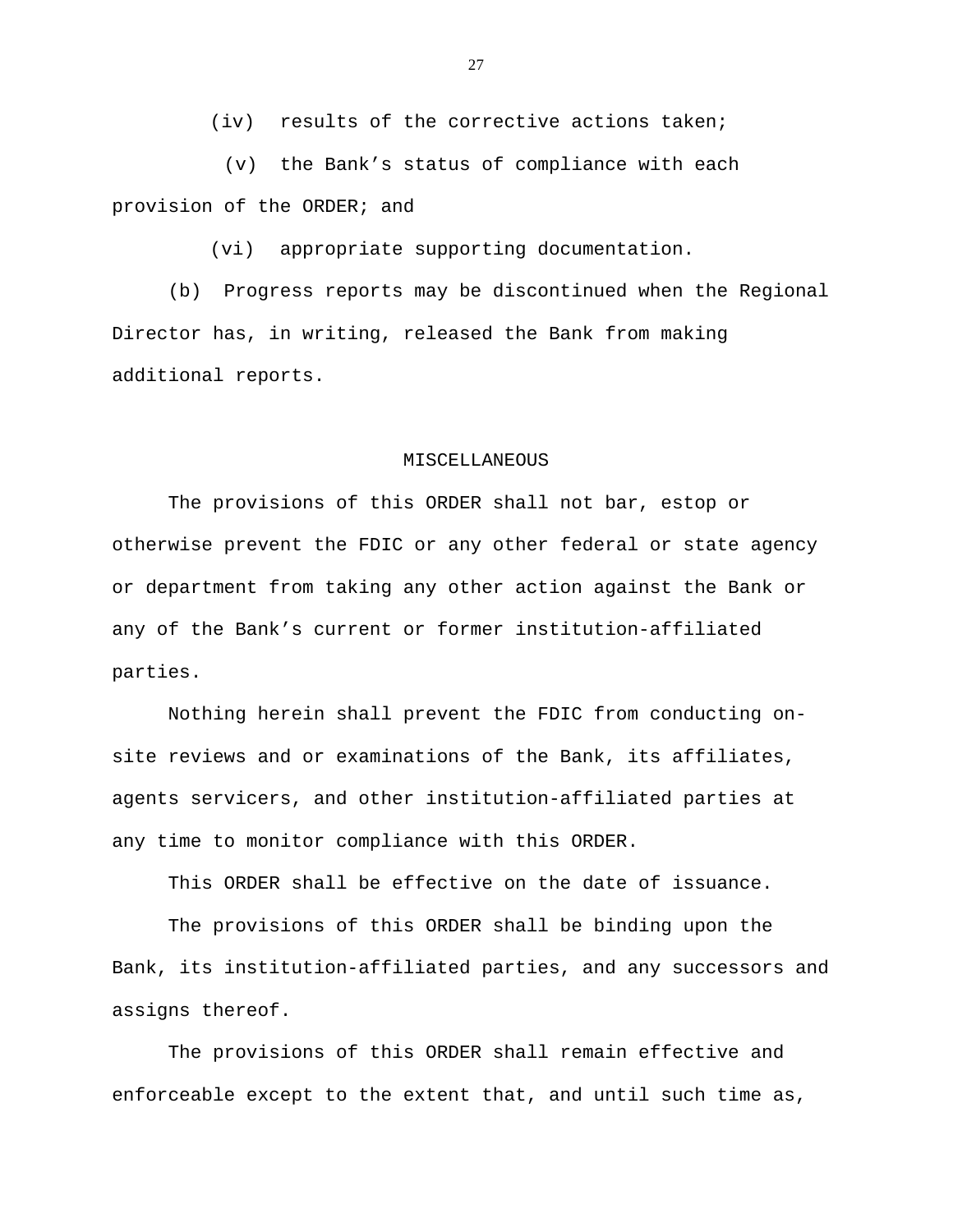(iv) results of the corrective actions taken;

(v) the Bank's status of compliance with each provision of the ORDER; and

(vi) appropriate supporting documentation.

(b) Progress reports may be discontinued when the Regional Director has, in writing, released the Bank from making additional reports.

## MISCELLANEOUS

The provisions of this ORDER shall not bar, estop or otherwise prevent the FDIC or any other federal or state agency or department from taking any other action against the Bank or any of the Bank's current or former institution-affiliated parties.

Nothing herein shall prevent the FDIC from conducting on-site reviews and or examinations of the Bank, its affiliates, agents servicers, and other institution-affiliated parties at any time to monitor compliance with this ORDER.

This ORDER shall be effective on the date of issuance.

The provisions of this ORDER shall be binding upon the Bank, its institution-affiliated parties, and any successors and assigns thereof.

The provisions of this ORDER shall remain effective and enforceable except to the extent that, and until such time as,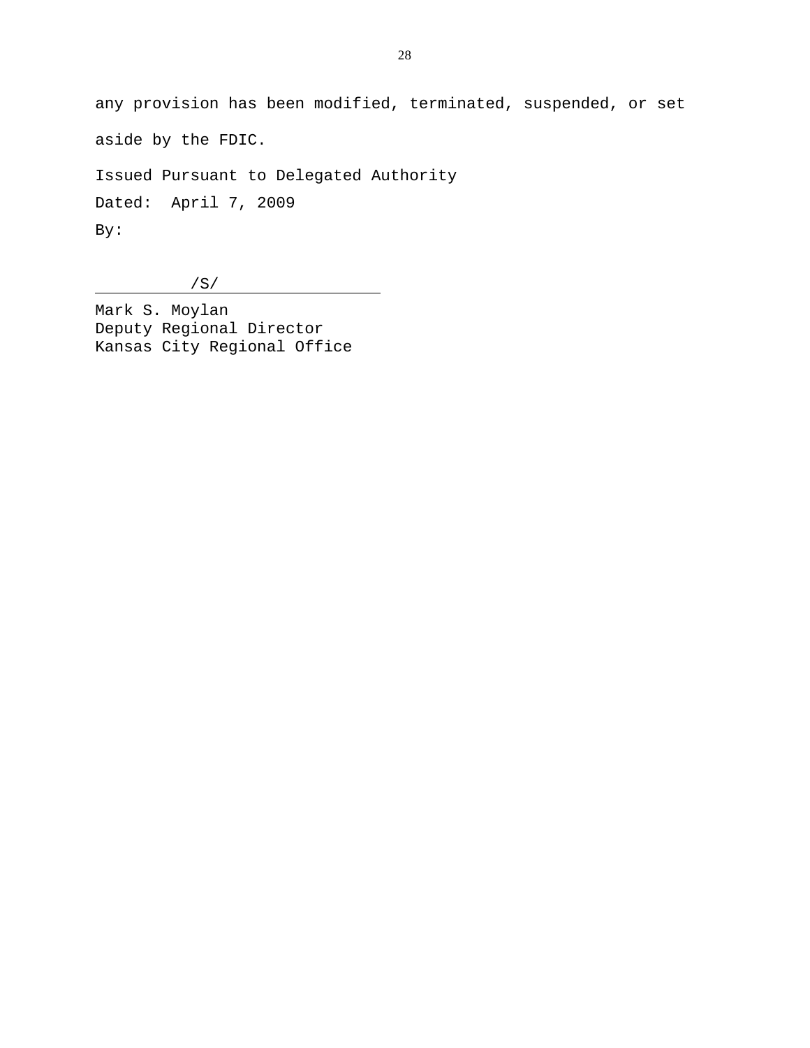any provision has been modified, terminated, suspended, or set aside by the FDIC.

Issued Pursuant to Delegated Authority

Dated: April 7, 2009

By:

/S/

Mark S. Moylan
Deputy Regional Director
Kansas City Regional Office